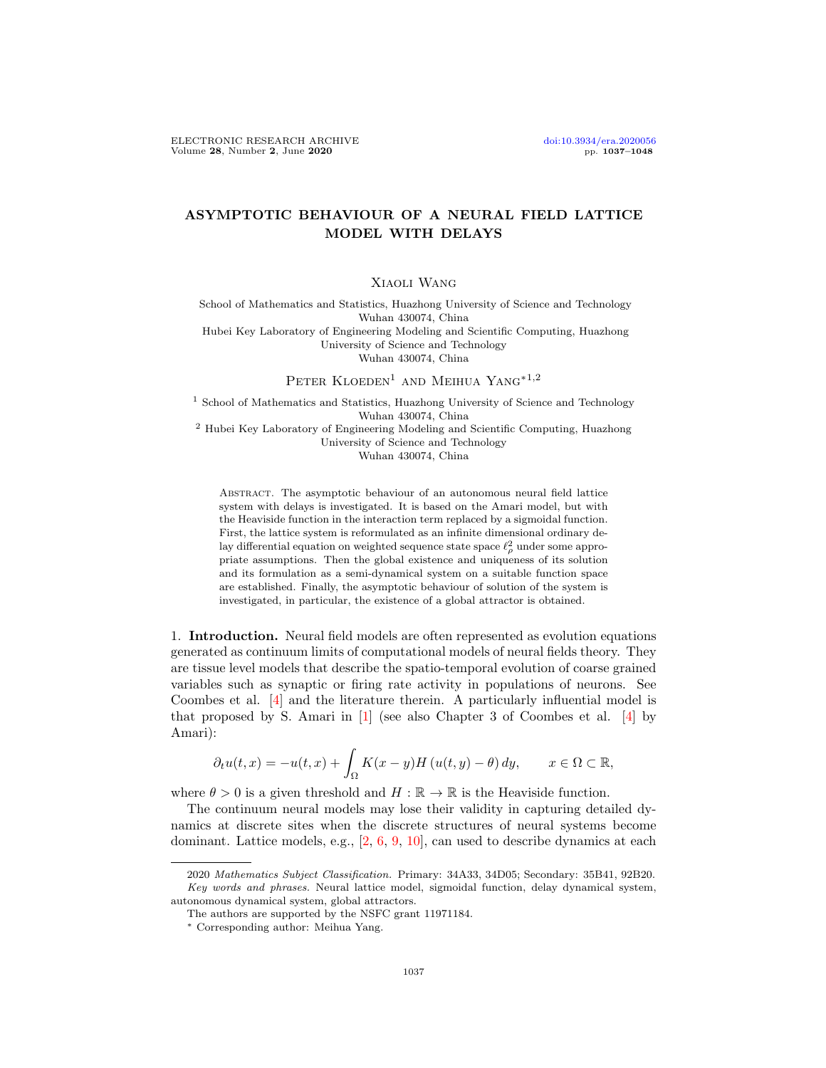# ASYMPTOTIC BEHAVIOUR OF A NEURAL FIELD LATTICE MODEL WITH DELAYS

Xiaoli Wang

School of Mathematics and Statistics, Huazhong University of Science and Technology
Wuhan 430074, China
Hubei Key Laboratory of Engineering Modeling and Scientific Computing, Huazhong University of Science and Technology
Wuhan 430074, China

Peter Kloeden[1] and Meihua Yang*[1,2]

[1] School of Mathematics and Statistics, Huazhong University of Science and Technology
Wuhan 430074, China
[2] Hubei Key Laboratory of Engineering Modeling and Scientific Computing, Huazhong University of Science and Technology
Wuhan 430074, China

Abstract. The asymptotic behaviour of an autonomous neural field lattice system with delays is investigated. It is based on the Amari model, but with the Heaviside function in the interaction term replaced by a sigmoidal function. First, the lattice system is reformulated as an infinite dimensional ordinary delay differential equation on weighted sequence state space $\ell^2_\rho$ under some appropriate assumptions. Then the global existence and uniqueness of its solution and its formulation as a semi-dynamical system on a suitable function space are established. Finally, the asymptotic behaviour of solution of the system is investigated, in particular, the existence of a global attractor is obtained.

1. **Introduction.** Neural field models are often represented as evolution equations generated as continuum limits of computational models of neural fields theory. They are tissue level models that describe the spatio-temporal evolution of coarse grained variables such as synaptic or firing rate activity in populations of neurons. See Coombes et al. [4] and the literature therein. A particularly influential model is that proposed by S. Amari in [1] (see also Chapter 3 of Coombes et al. [4] by Amari):

$$\partial_t u(t,x) = -u(t,x) + \int_\Omega K(x-y) H\left(u(t,y)-\theta\right) dy, \qquad x \in \Omega \subset \mathbb{R},$$

where $\theta > 0$ is a given threshold and $H : \mathbb{R} \to \mathbb{R}$ is the Heaviside function.

The continuum neural models may lose their validity in capturing detailed dynamics at discrete sites when the discrete structures of neural systems become dominant. Lattice models, e.g., [2, 6, 9, 10], can used to describe dynamics at each

---

2020 *Mathematics Subject Classification.* Primary: 34A33, 34D05; Secondary: 35B41, 92B20.
*Key words and phrases.* Neural lattice model, sigmoidal function, delay dynamical system, autonomous dynamical system, global attractors.
The authors are supported by the NSFC grant 11971184.
* Corresponding author: Meihua Yang.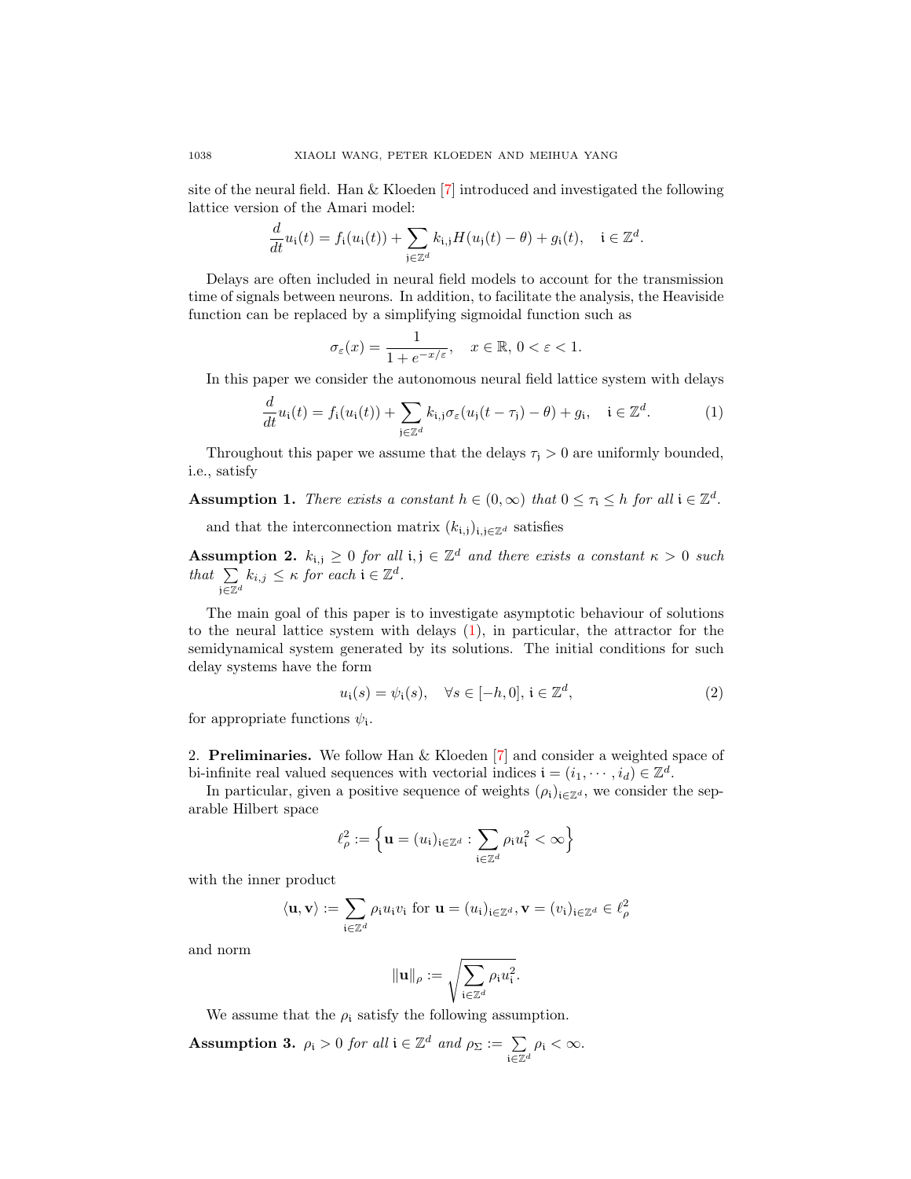site of the neural field. Han & Kloeden [7] introduced and investigated the following lattice version of the Amari model:

$$\frac{d}{dt}u_{\mathfrak{i}}(t) = f_{\mathfrak{i}}(u_{\mathfrak{i}}(t)) + \sum_{\mathfrak{j}\in\mathbb{Z}^d} k_{\mathfrak{i},\mathfrak{j}} H(u_{\mathfrak{j}}(t) - \theta) + g_{\mathfrak{i}}(t), \quad \mathfrak{i} \in \mathbb{Z}^d.$$

Delays are often included in neural field models to account for the transmission time of signals between neurons. In addition, to facilitate the analysis, the Heaviside function can be replaced by a simplifying sigmoidal function such as

$$\sigma_\varepsilon(x) = \frac{1}{1 + e^{-x/\varepsilon}}, \quad x \in \mathbb{R},\ 0 < \varepsilon < 1.$$

In this paper we consider the autonomous neural field lattice system with delays

$$\frac{d}{dt}u_{\mathfrak{i}}(t) = f_{\mathfrak{i}}(u_{\mathfrak{i}}(t)) + \sum_{\mathfrak{j}\in\mathbb{Z}^d} k_{\mathfrak{i},\mathfrak{j}} \sigma_\varepsilon(u_{\mathfrak{j}}(t - \tau_{\mathfrak{j}}) - \theta) + g_{\mathfrak{i}}, \quad \mathfrak{i} \in \mathbb{Z}^d. \tag{1}$$

Throughout this paper we assume that the delays $\tau_{\mathfrak{j}} > 0$ are uniformly bounded, i.e., satisfy

**Assumption 1.** *There exists a constant $h \in (0, \infty)$ that $0 \le \tau_{\mathfrak{i}} \le h$ for all $\mathfrak{i} \in \mathbb{Z}^d$.*

and that the interconnection matrix $(k_{\mathfrak{i},\mathfrak{j}})_{\mathfrak{i},\mathfrak{j}\in\mathbb{Z}^d}$ satisfies

**Assumption 2.** *$k_{\mathfrak{i},\mathfrak{j}} \ge 0$ for all $\mathfrak{i}, \mathfrak{j} \in \mathbb{Z}^d$ and there exists a constant $\kappa > 0$ such that $\sum_{\mathfrak{j}\in\mathbb{Z}^d} k_{i,j} \le \kappa$ for each $\mathfrak{i} \in \mathbb{Z}^d$.*

The main goal of this paper is to investigate asymptotic behaviour of solutions to the neural lattice system with delays (1), in particular, the attractor for the semidynamical system generated by its solutions. The initial conditions for such delay systems have the form

$$u_{\mathfrak{i}}(s) = \psi_{\mathfrak{i}}(s), \quad \forall s \in [-h, 0],\ \mathfrak{i} \in \mathbb{Z}^d, \tag{2}$$

for appropriate functions $\psi_{\mathfrak{i}}$.

## 2. Preliminaries.

We follow Han & Kloeden [7] and consider a weighted space of bi-infinite real valued sequences with vectorial indices $\mathfrak{i} = (i_1, \cdots, i_d) \in \mathbb{Z}^d$.

In particular, given a positive sequence of weights $(\rho_{\mathfrak{i}})_{\mathfrak{i}\in\mathbb{Z}^d}$, we consider the separable Hilbert space

$$\ell^2_\rho := \Big\{ \mathbf{u} = (u_{\mathfrak{i}})_{\mathfrak{i}\in\mathbb{Z}^d} : \sum_{\mathfrak{i}\in\mathbb{Z}^d} \rho_{\mathfrak{i}} u_{\mathfrak{i}}^2 < \infty \Big\}$$

with the inner product

$$\langle \mathbf{u}, \mathbf{v} \rangle := \sum_{\mathfrak{i}\in\mathbb{Z}^d} \rho_{\mathfrak{i}} u_{\mathfrak{i}} v_{\mathfrak{i}} \text{ for } \mathbf{u} = (u_{\mathfrak{i}})_{\mathfrak{i}\in\mathbb{Z}^d}, \mathbf{v} = (v_{\mathfrak{i}})_{\mathfrak{i}\in\mathbb{Z}^d} \in \ell^2_\rho$$

and norm

$$\|\mathbf{u}\|_\rho := \sqrt{\sum_{\mathfrak{i}\in\mathbb{Z}^d} \rho_{\mathfrak{i}} u_{\mathfrak{i}}^2}.$$

We assume that the $\rho_{\mathfrak{i}}$ satisfy the following assumption.

**Assumption 3.** *$\rho_{\mathfrak{i}} > 0$ for all $\mathfrak{i} \in \mathbb{Z}^d$ and $\rho_\Sigma := \sum_{\mathfrak{i}\in\mathbb{Z}^d} \rho_{\mathfrak{i}} < \infty$.*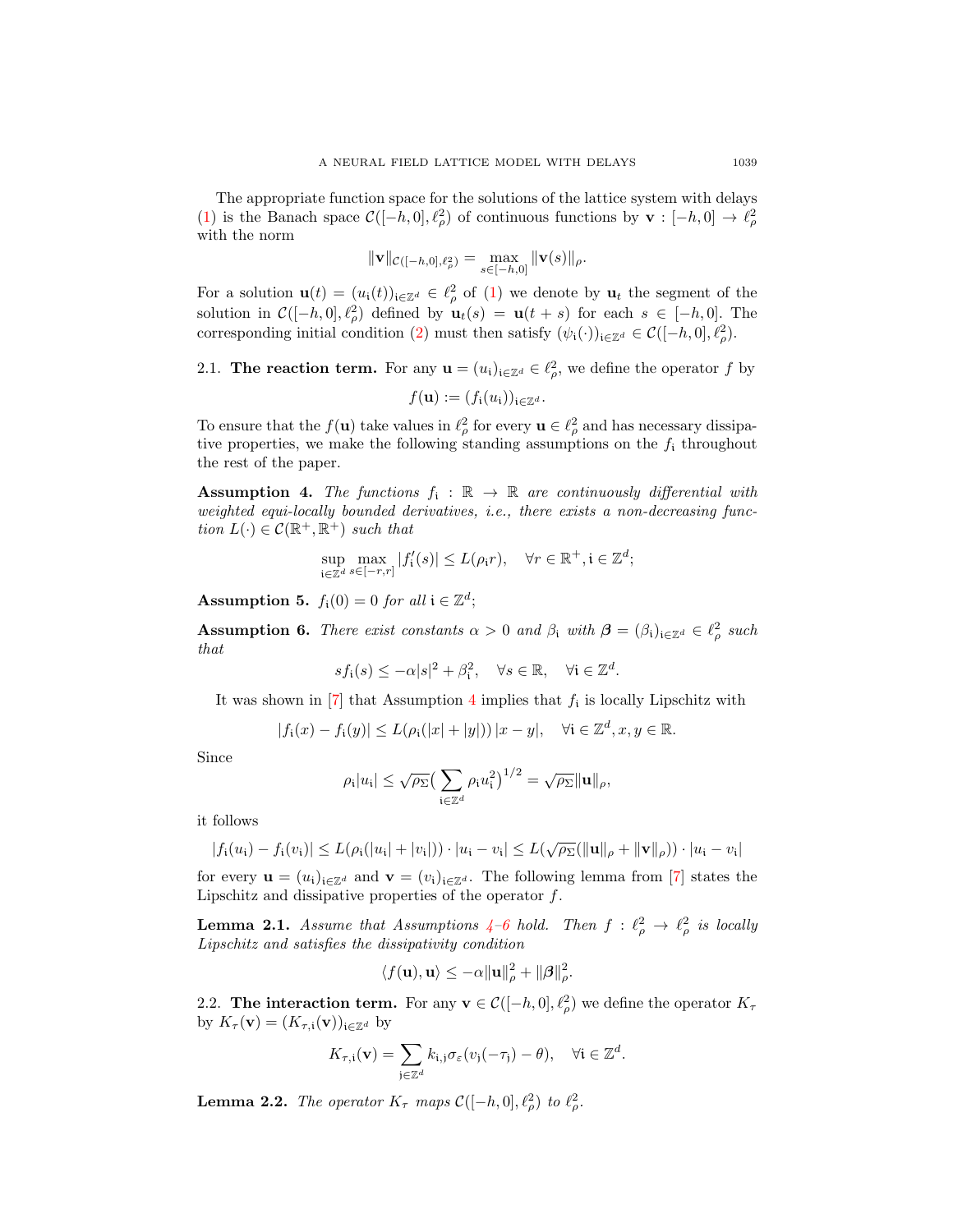The appropriate function space for the solutions of the lattice system with delays (1) is the Banach space $\mathcal{C}([-h,0],\ell^2_\rho)$ of continuous functions by $\mathbf{v}:[-h,0]\to\ell^2_\rho$ with the norm

$$\|\mathbf{v}\|_{\mathcal{C}([-h,0],\ell^2_\rho)} = \max_{s\in[-h,0]}\|\mathbf{v}(s)\|_\rho.$$

For a solution $\mathbf{u}(t)=(u_{\mathfrak{i}}(t))_{\mathfrak{i}\in\mathbb{Z}^d}\in\ell^2_\rho$ of (1) we denote by $\mathbf{u}_t$ the segment of the solution in $\mathcal{C}([-h,0],\ell^2_\rho)$ defined by $\mathbf{u}_t(s)=\mathbf{u}(t+s)$ for each $s\in[-h,0]$. The corresponding initial condition (2) must then satisfy $(\psi_{\mathfrak{i}}(\cdot))_{\mathfrak{i}\in\mathbb{Z}^d}\in\mathcal{C}([-h,0],\ell^2_\rho)$.

## 2.1. The reaction term.

For any $\mathbf{u}=(u_{\mathfrak{i}})_{\mathfrak{i}\in\mathbb{Z}^d}\in\ell^2_\rho$, we define the operator $f$ by

$$f(\mathbf{u}) := (f_{\mathfrak{i}}(u_{\mathfrak{i}}))_{\mathfrak{i}\in\mathbb{Z}^d}.$$

To ensure that the $f(\mathbf{u})$ take values in $\ell^2_\rho$ for every $\mathbf{u}\in\ell^2_\rho$ and has necessary dissipative properties, we make the following standing assumptions on the $f_{\mathfrak{i}}$ throughout the rest of the paper.

**Assumption 4.** *The functions $f_{\mathfrak{i}}:\mathbb{R}\to\mathbb{R}$ are continuously differential with weighted equi-locally bounded derivatives, i.e., there exists a non-decreasing function $L(\cdot)\in\mathcal{C}(\mathbb{R}^+,\mathbb{R}^+)$ such that*

$$\sup_{\mathfrak{i}\in\mathbb{Z}^d}\max_{s\in[-r,r]}|f'_{\mathfrak{i}}(s)|\le L(\rho_{\mathfrak{i}}r),\quad \forall r\in\mathbb{R}^+, \mathfrak{i}\in\mathbb{Z}^d;$$

**Assumption 5.** *$f_{\mathfrak{i}}(0)=0$ for all $\mathfrak{i}\in\mathbb{Z}^d$;*

**Assumption 6.** *There exist constants $\alpha>0$ and $\beta_{\mathfrak{i}}$ with $\boldsymbol{\beta}=(\beta_{\mathfrak{i}})_{\mathfrak{i}\in\mathbb{Z}^d}\in\ell^2_\rho$ such that*

$$sf_{\mathfrak{i}}(s)\le -\alpha|s|^2+\beta_{\mathfrak{i}}^2,\quad \forall s\in\mathbb{R},\quad \forall\mathfrak{i}\in\mathbb{Z}^d.$$

It was shown in [7] that Assumption 4 implies that $f_{\mathfrak{i}}$ is locally Lipschitz with

$$|f_{\mathfrak{i}}(x)-f_{\mathfrak{i}}(y)|\le L(\rho_{\mathfrak{i}}(|x|+|y|))\,|x-y|,\quad \forall\mathfrak{i}\in\mathbb{Z}^d, x,y\in\mathbb{R}.$$

Since

$$\rho_{\mathfrak{i}}|u_{\mathfrak{i}}|\le\sqrt{\rho_\Sigma}\big(\sum_{\mathfrak{i}\in\mathbb{Z}^d}\rho_{\mathfrak{i}}u_{\mathfrak{i}}^2\big)^{1/2}=\sqrt{\rho_\Sigma}\|\mathbf{u}\|_\rho,$$

it follows

$$|f_{\mathfrak{i}}(u_{\mathfrak{i}})-f_{\mathfrak{i}}(v_{\mathfrak{i}})|\le L(\rho_{\mathfrak{i}}(|u_{\mathfrak{i}}|+|v_{\mathfrak{i}}|))\cdot|u_{\mathfrak{i}}-v_{\mathfrak{i}}|\le L(\sqrt{\rho_\Sigma}(\|\mathbf{u}\|_\rho+\|\mathbf{v}\|_\rho))\cdot|u_{\mathfrak{i}}-v_{\mathfrak{i}}|$$

for every $\mathbf{u}=(u_{\mathfrak{i}})_{\mathfrak{i}\in\mathbb{Z}^d}$ and $\mathbf{v}=(v_{\mathfrak{i}})_{\mathfrak{i}\in\mathbb{Z}^d}$. The following lemma from [7] states the Lipschitz and dissipative properties of the operator $f$.

**Lemma 2.1.** *Assume that Assumptions 4–6 hold. Then $f:\ell^2_\rho\to\ell^2_\rho$ is locally Lipschitz and satisfies the dissipativity condition*

$$\langle f(\mathbf{u}),\mathbf{u}\rangle\le-\alpha\|\mathbf{u}\|^2_\rho+\|\boldsymbol{\beta}\|^2_\rho.$$

## 2.2. The interaction term.

For any $\mathbf{v}\in\mathcal{C}([-h,0],\ell^2_\rho)$ we define the operator $K_\tau$ by $K_\tau(\mathbf{v})=(K_{\tau,\mathfrak{i}}(\mathbf{v}))_{\mathfrak{i}\in\mathbb{Z}^d}$ by

$$K_{\tau,\mathfrak{i}}(\mathbf{v})=\sum_{\mathfrak{j}\in\mathbb{Z}^d}k_{\mathfrak{i},\mathfrak{j}}\sigma_\varepsilon(v_{\mathfrak{j}}(-\tau_{\mathfrak{j}})-\theta),\quad\forall\mathfrak{i}\in\mathbb{Z}^d.$$

**Lemma 2.2.** *The operator $K_\tau$ maps $\mathcal{C}([-h,0],\ell^2_\rho)$ to $\ell^2_\rho$.*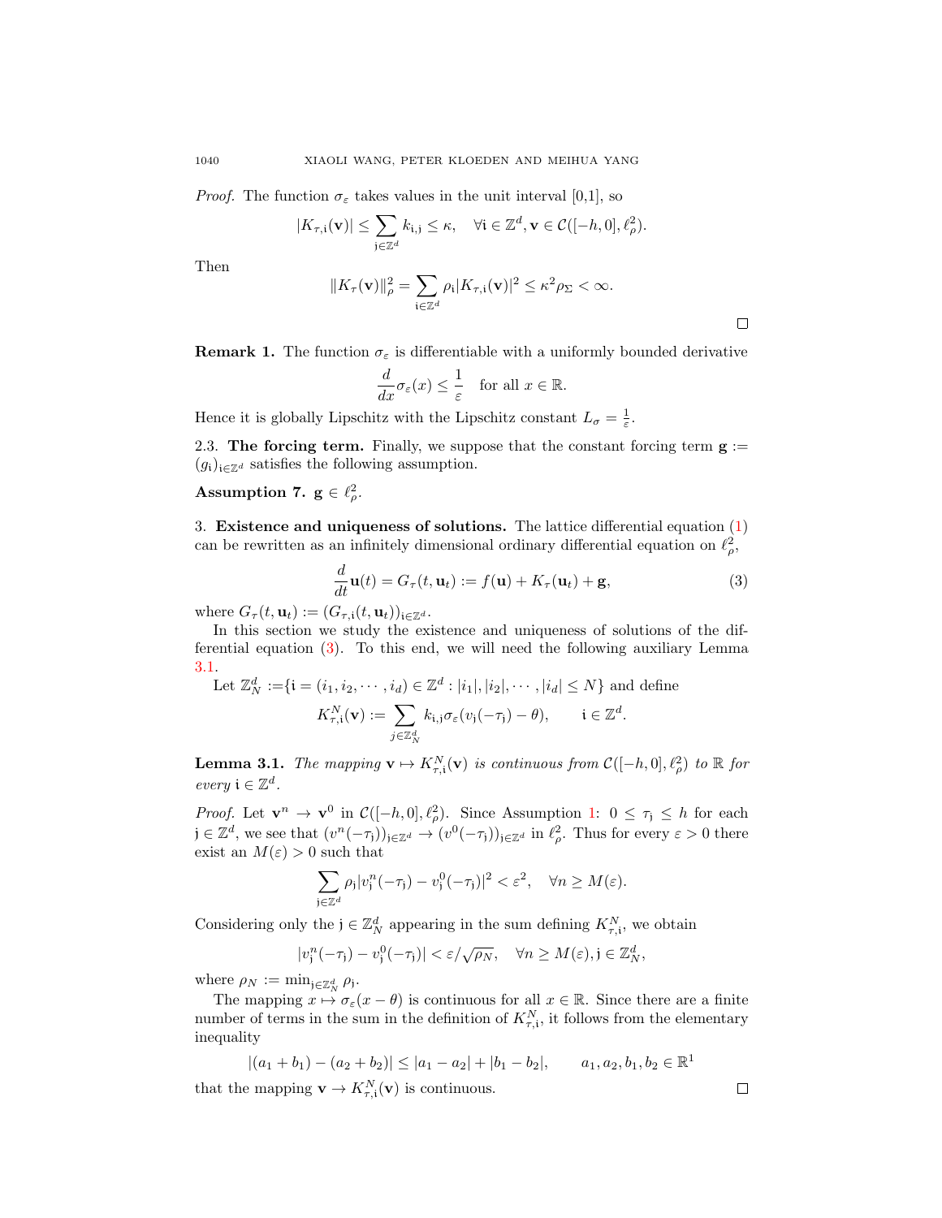*Proof.* The function $\sigma_\varepsilon$ takes values in the unit interval [0,1], so

$$|K_{\tau,\mathfrak{i}}(\mathbf{v})| \le \sum_{\mathfrak{j}\in\mathbb{Z}^d} k_{\mathfrak{i},\mathfrak{j}} \le \kappa, \quad \forall \mathfrak{i} \in \mathbb{Z}^d, \mathbf{v} \in \mathcal{C}([-h,0],\ell^2_\rho).$$

Then

$$\|K_\tau(\mathbf{v})\|^2_\rho = \sum_{\mathfrak{i}\in\mathbb{Z}^d} \rho_\mathfrak{i} |K_{\tau,\mathfrak{i}}(\mathbf{v})|^2 \le \kappa^2 \rho_\Sigma < \infty.$$

□

**Remark 1.** The function $\sigma_\varepsilon$ is differentiable with a uniformly bounded derivative

$$\frac{d}{dx}\sigma_\varepsilon(x) \le \frac{1}{\varepsilon} \quad \text{for all } x \in \mathbb{R}.$$

Hence it is globally Lipschitz with the Lipschitz constant $L_\sigma = \frac{1}{\varepsilon}$.

2.3. **The forcing term.** Finally, we suppose that the constant forcing term $\mathbf{g} := (g_\mathfrak{i})_{\mathfrak{i}\in\mathbb{Z}^d}$ satisfies the following assumption.

**Assumption 7.** $\mathbf{g} \in \ell^2_\rho$.

3. **Existence and uniqueness of solutions.** The lattice differential equation (1) can be rewritten as an infinitely dimensional ordinary differential equation on $\ell^2_\rho$,

$$\frac{d}{dt}\mathbf{u}(t) = G_\tau(t,\mathbf{u}_t) := f(\mathbf{u}) + K_\tau(\mathbf{u}_t) + \mathbf{g}, \tag{3}$$

where $G_\tau(t,\mathbf{u}_t) := (G_{\tau,\mathfrak{i}}(t,\mathbf{u}_t))_{\mathfrak{i}\in\mathbb{Z}^d}$.

In this section we study the existence and uniqueness of solutions of the differential equation (3). To this end, we will need the following auxiliary Lemma 3.1.

Let $\mathbb{Z}^d_N := \{\mathfrak{i} = (i_1, i_2, \cdots, i_d) \in \mathbb{Z}^d : |i_1|, |i_2|, \cdots, |i_d| \le N\}$ and define

$$K^N_{\tau,\mathfrak{i}}(\mathbf{v}) := \sum_{j\in\mathbb{Z}^d_N} k_{\mathfrak{i},\mathfrak{j}} \sigma_\varepsilon(v_\mathfrak{j}(-\tau_\mathfrak{j}) - \theta), \qquad \mathfrak{i} \in \mathbb{Z}^d.$$

**Lemma 3.1.** *The mapping $\mathbf{v} \mapsto K^N_{\tau,\mathfrak{i}}(\mathbf{v})$ is continuous from $\mathcal{C}([-h,0],\ell^2_\rho)$ to $\mathbb{R}$ for every $\mathfrak{i} \in \mathbb{Z}^d$.*

*Proof.* Let $\mathbf{v}^n \to \mathbf{v}^0$ in $\mathcal{C}([-h,0],\ell^2_\rho)$. Since Assumption 1: $0 \le \tau_\mathfrak{j} \le h$ for each $\mathfrak{j} \in \mathbb{Z}^d$, we see that $(v^n(-\tau_\mathfrak{j}))_{\mathfrak{j}\in\mathbb{Z}^d} \to (v^0(-\tau_\mathfrak{j}))_{\mathfrak{j}\in\mathbb{Z}^d}$ in $\ell^2_\rho$. Thus for every $\varepsilon > 0$ there exist an $M(\varepsilon) > 0$ such that

$$\sum_{\mathfrak{j}\in\mathbb{Z}^d} \rho_\mathfrak{j} |v^n_\mathfrak{j}(-\tau_\mathfrak{j}) - v^0_\mathfrak{j}(-\tau_\mathfrak{j})|^2 < \varepsilon^2, \quad \forall n \ge M(\varepsilon).$$

Considering only the $\mathfrak{j} \in \mathbb{Z}^d_N$ appearing in the sum defining $K^N_{\tau,\mathfrak{i}}$, we obtain

$$|v^n_\mathfrak{j}(-\tau_\mathfrak{j}) - v^0_\mathfrak{j}(-\tau_\mathfrak{j})| < \varepsilon/\sqrt{\rho_N}, \quad \forall n \ge M(\varepsilon), \mathfrak{j} \in \mathbb{Z}^d_N,$$

where $\rho_N := \min_{\mathfrak{j}\in\mathbb{Z}^d_N} \rho_\mathfrak{j}$.

The mapping $x \mapsto \sigma_\varepsilon(x - \theta)$ is continuous for all $x \in \mathbb{R}$. Since there are a finite number of terms in the sum in the definition of $K^N_{\tau,\mathfrak{i}}$, it follows from the elementary inequality

$$|(a_1 + b_1) - (a_2 + b_2)| \le |a_1 - a_2| + |b_1 - b_2|, \qquad a_1, a_2, b_1, b_2 \in \mathbb{R}^1$$

that the mapping $\mathbf{v} \to K^N_{\tau,\mathfrak{i}}(\mathbf{v})$ is continuous. □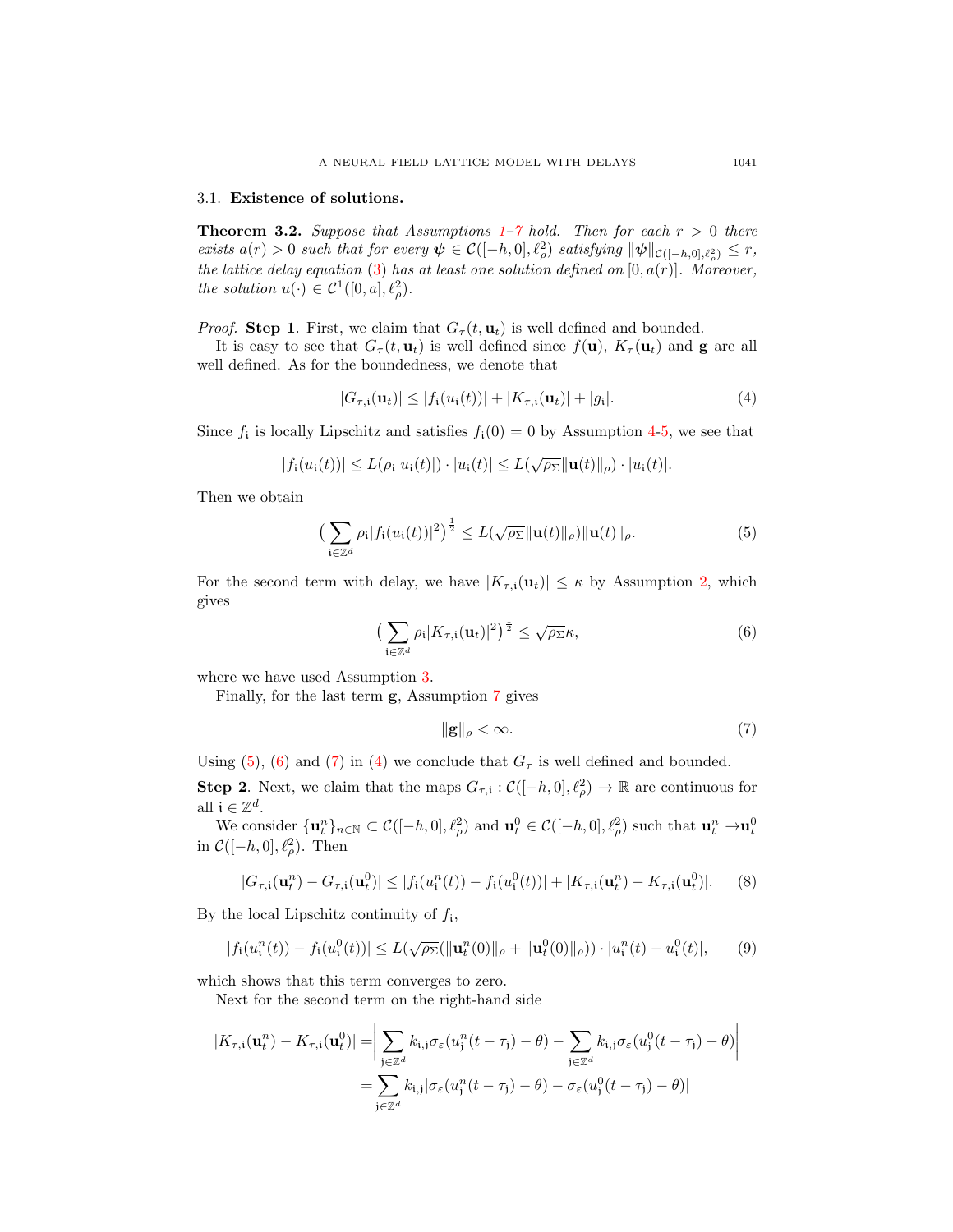### 3.1. **Existence of solutions.**

**Theorem 3.2.** *Suppose that Assumptions 1–7 hold. Then for each $r > 0$ there exists $a(r) > 0$ such that for every $\boldsymbol{\psi} \in \mathcal{C}([-h, 0], \ell^2_\rho)$ satisfying $\|\boldsymbol{\psi}\|_{\mathcal{C}([-h,0],\ell^2_\rho)} \leq r$, the lattice delay equation (3) has at least one solution defined on $[0, a(r)]$. Moreover, the solution $u(\cdot) \in \mathcal{C}^1([0, a], \ell^2_\rho)$.*

*Proof.* **Step 1**. First, we claim that $G_\tau(t, \mathbf{u}_t)$ is well defined and bounded.

It is easy to see that $G_\tau(t, \mathbf{u}_t)$ is well defined since $f(\mathbf{u})$, $K_\tau(\mathbf{u}_t)$ and $\mathbf{g}$ are all well defined. As for the boundedness, we denote that

$$|G_{\tau,\mathrm{i}}(\mathbf{u}_t)| \leq |f_\mathrm{i}(u_\mathrm{i}(t))| + |K_{\tau,\mathrm{i}}(\mathbf{u}_t)| + |g_\mathrm{i}|. \tag{4}$$

Since $f_\mathrm{i}$ is locally Lipschitz and satisfies $f_\mathrm{i}(0) = 0$ by Assumption 4-5, we see that

$$|f_\mathrm{i}(u_\mathrm{i}(t))| \leq L(\rho_\mathrm{i}|u_\mathrm{i}(t)|) \cdot |u_\mathrm{i}(t)| \leq L(\sqrt{\rho_\Sigma}\|\mathbf{u}(t)\|_\rho) \cdot |u_\mathrm{i}(t)|.$$

Then we obtain

$$\big(\sum_{\mathrm{i}\in\mathbb{Z}^d} \rho_\mathrm{i}|f_\mathrm{i}(u_\mathrm{i}(t))|^2\big)^{\frac{1}{2}} \leq L(\sqrt{\rho_\Sigma}\|\mathbf{u}(t)\|_\rho)\|\mathbf{u}(t)\|_\rho. \tag{5}$$

For the second term with delay, we have $|K_{\tau,\mathrm{i}}(\mathbf{u}_t)| \leq \kappa$ by Assumption 2, which gives

$$\big(\sum_{\mathrm{i}\in\mathbb{Z}^d} \rho_\mathrm{i}|K_{\tau,\mathrm{i}}(\mathbf{u}_t)|^2\big)^{\frac{1}{2}} \leq \sqrt{\rho_\Sigma}\kappa, \tag{6}$$

where we have used Assumption 3.

Finally, for the last term $\mathbf{g}$, Assumption 7 gives

$$\|\mathbf{g}\|_\rho < \infty. \tag{7}$$

Using (5), (6) and (7) in (4) we conclude that $G_\tau$ is well defined and bounded.

**Step 2**. Next, we claim that the maps $G_{\tau,\mathrm{i}} : \mathcal{C}([-h, 0], \ell^2_\rho) \to \mathbb{R}$ are continuous for all $\mathrm{i} \in \mathbb{Z}^d$.

We consider $\{\mathbf{u}^n_t\}_{n\in\mathbb{N}} \subset \mathcal{C}([-h, 0], \ell^2_\rho)$ and $\mathbf{u}^0_t \in \mathcal{C}([-h, 0], \ell^2_\rho)$ such that $\mathbf{u}^n_t \to \mathbf{u}^0_t$ in $\mathcal{C}([-h, 0], \ell^2_\rho)$. Then

$$|G_{\tau,\mathrm{i}}(\mathbf{u}^n_t) - G_{\tau,\mathrm{i}}(\mathbf{u}^0_t)| \leq |f_\mathrm{i}(u^n_\mathrm{i}(t)) - f_\mathrm{i}(u^0_\mathrm{i}(t))| + |K_{\tau,\mathrm{i}}(\mathbf{u}^n_t) - K_{\tau,\mathrm{i}}(\mathbf{u}^0_t)|. \tag{8}$$

By the local Lipschitz continuity of $f_\mathrm{i}$,

$$|f_\mathrm{i}(u^n_\mathrm{i}(t)) - f_\mathrm{i}(u^0_\mathrm{i}(t))| \leq L(\sqrt{\rho_\Sigma}(\|\mathbf{u}^n_t(0)\|_\rho + \|\mathbf{u}^0_t(0)\|_\rho)) \cdot |u^n_\mathrm{i}(t) - u^0_\mathrm{i}(t)|, \tag{9}$$

which shows that this term converges to zero.

Next for the second term on the right-hand side

$$\begin{aligned}
|K_{\tau,\mathrm{i}}(\mathbf{u}^n_t) - K_{\tau,\mathrm{i}}(\mathbf{u}^0_t)| &= \Big|\sum_{\mathrm{j}\in\mathbb{Z}^d} k_{\mathrm{i},\mathrm{j}}\sigma_\varepsilon(u^n_\mathrm{j}(t-\tau_\mathrm{j}) - \theta) - \sum_{\mathrm{j}\in\mathbb{Z}^d} k_{\mathrm{i},\mathrm{j}}\sigma_\varepsilon(u^0_\mathrm{j}(t-\tau_\mathrm{j}) - \theta)\Big| \\
&= \sum_{\mathrm{j}\in\mathbb{Z}^d} k_{\mathrm{i},\mathrm{j}}|\sigma_\varepsilon(u^n_\mathrm{j}(t-\tau_\mathrm{j}) - \theta) - \sigma_\varepsilon(u^0_\mathrm{j}(t-\tau_\mathrm{j}) - \theta)|
\end{aligned}$$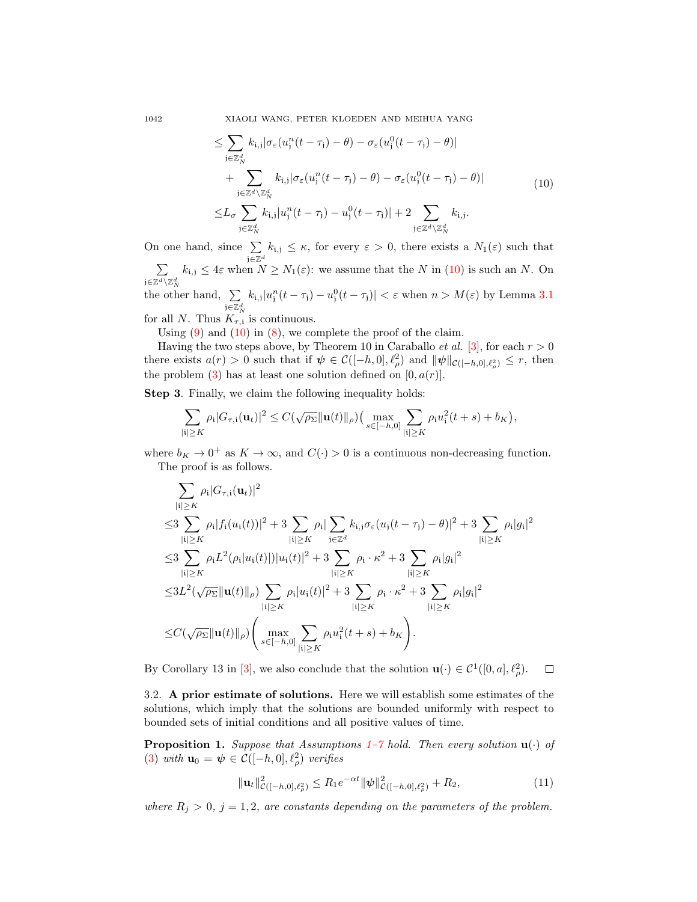$$
\begin{aligned}
&\leq \sum_{\mathrm{j}\in\mathbb{Z}_N^d} k_{\mathrm{i},\mathrm{j}}|\sigma_\varepsilon(u_{\mathrm{j}}^n(t-\tau_{\mathrm{j}})-\theta)-\sigma_\varepsilon(u_{\mathrm{j}}^0(t-\tau_{\mathrm{j}})-\theta)| \\
&\quad + \sum_{\mathrm{j}\in\mathbb{Z}^d\setminus\mathbb{Z}_N^d} k_{\mathrm{i},\mathrm{j}}|\sigma_\varepsilon(u_{\mathrm{j}}^n(t-\tau_{\mathrm{j}})-\theta)-\sigma_\varepsilon(u_{\mathrm{j}}^0(t-\tau_{\mathrm{j}})-\theta)| \\
&\leq L_\sigma \sum_{\mathrm{j}\in\mathbb{Z}_N^d} k_{\mathrm{i},\mathrm{j}}|u_{\mathrm{j}}^n(t-\tau_{\mathrm{j}})-u_{\mathrm{j}}^0(t-\tau_{\mathrm{j}})| + 2\sum_{\mathrm{j}\in\mathbb{Z}^d\setminus\mathbb{Z}_N^d} k_{\mathrm{i},\mathrm{j}}.
\end{aligned}
\tag{10}
$$

On one hand, since $\sum_{\mathrm{j}\in\mathbb{Z}^d} k_{\mathrm{i},\mathrm{j}} \leq \kappa$, for every $\varepsilon > 0$, there exists a $N_1(\varepsilon)$ such that $\sum_{\mathrm{j}\in\mathbb{Z}^d\setminus\mathbb{Z}_N^d} k_{\mathrm{i},\mathrm{j}} \leq 4\varepsilon$ when $N \geq N_1(\varepsilon)$: we assume that the $N$ in (10) is such an $N$. On the other hand, $\sum_{\mathrm{j}\in\mathbb{Z}_N^d} k_{\mathrm{i},\mathrm{j}}|u_{\mathrm{j}}^n(t-\tau_{\mathrm{j}})-u_{\mathrm{j}}^0(t-\tau_{\mathrm{j}})| < \varepsilon$ when $n > M(\varepsilon)$ by Lemma 3.1 for all $N$. Thus $K_{\tau,\mathrm{i}}$ is continuous.

Using (9) and (10) in (8), we complete the proof of the claim.

Having the two steps above, by Theorem 10 in Caraballo *et al.* [3], for each $r > 0$ there exists $a(r) > 0$ such that if $\boldsymbol{\psi} \in \mathcal{C}([-h,0],\ell_\rho^2)$ and $\|\boldsymbol{\psi}\|_{\mathcal{C}([-h,0],\ell_\rho^2)} \leq r$, then the problem (3) has at least one solution defined on $[0, a(r)]$.

**Step 3**. Finally, we claim the following inequality holds:

$$
\sum_{|\mathrm{i}|\geq K} \rho_{\mathrm{i}}|G_{\tau,\mathrm{i}}(\mathbf{u}_t)|^2 \leq C(\sqrt{\rho_\Sigma}\|\mathbf{u}(t)\|_\rho)\big(\max_{s\in[-h,0]}\sum_{|\mathrm{i}|\geq K}\rho_{\mathrm{i}}u_{\mathrm{i}}^2(t+s) + b_K\big),
$$

where $b_K \to 0^+$ as $K \to \infty$, and $C(\cdot) > 0$ is a continuous non-decreasing function.

The proof is as follows.

$$
\begin{aligned}
&\sum_{|\mathrm{i}|\geq K} \rho_{\mathrm{i}}|G_{\tau,\mathrm{i}}(\mathbf{u}_t)|^2 \\
\leq& 3\sum_{|\mathrm{i}|\geq K}\rho_{\mathrm{i}}|f_{\mathrm{i}}(u_{\mathrm{i}}(t))|^2 + 3\sum_{|\mathrm{i}|\geq K}\rho_{\mathrm{i}}|\sum_{\mathrm{j}\in\mathbb{Z}^d}k_{\mathrm{i},\mathrm{j}}\sigma_\varepsilon(u_{\mathrm{j}}(t-\tau_{\mathrm{j}})-\theta)|^2 + 3\sum_{|\mathrm{i}|\geq K}\rho_{\mathrm{i}}|g_{\mathrm{i}}|^2 \\
\leq& 3\sum_{|\mathrm{i}|\geq K}\rho_{\mathrm{i}}L^2(\rho_{\mathrm{i}}|u_{\mathrm{i}}(t)|)|u_{\mathrm{i}}(t)|^2 + 3\sum_{|\mathrm{i}|\geq K}\rho_{\mathrm{i}}\cdot\kappa^2 + 3\sum_{|\mathrm{i}|\geq K}\rho_{\mathrm{i}}|g_{\mathrm{i}}|^2 \\
\leq& 3L^2(\sqrt{\rho_\Sigma}\|\mathbf{u}(t)\|_\rho)\sum_{|\mathrm{i}|\geq K}\rho_{\mathrm{i}}|u_{\mathrm{i}}(t)|^2 + 3\sum_{|\mathrm{i}|\geq K}\rho_{\mathrm{i}}\cdot\kappa^2 + 3\sum_{|\mathrm{i}|\geq K}\rho_{\mathrm{i}}|g_{\mathrm{i}}|^2 \\
\leq& C(\sqrt{\rho_\Sigma}\|\mathbf{u}(t)\|_\rho)\left(\max_{s\in[-h,0]}\sum_{|\mathrm{i}|\geq K}\rho_{\mathrm{i}}u_{\mathrm{i}}^2(t+s) + b_K\right).
\end{aligned}
$$

By Corollary 13 in [3], we also conclude that the solution $\mathbf{u}(\cdot) \in \mathcal{C}^1([0,a],\ell_\rho^2)$. □

3.2. **A prior estimate of solutions.** Here we will establish some estimates of the solutions, which imply that the solutions are bounded uniformly with respect to bounded sets of initial conditions and all positive values of time.

**Proposition 1.** *Suppose that Assumptions 1–7 hold. Then every solution $\mathbf{u}(\cdot)$ of (3) with $\mathbf{u}_0 = \boldsymbol{\psi} \in \mathcal{C}([-h,0],\ell_\rho^2)$ verifies*

$$
\|\mathbf{u}_t\|^2_{\mathcal{C}([-h,0],\ell_\rho^2)} \leq R_1 e^{-\alpha t}\|\boldsymbol{\psi}\|^2_{\mathcal{C}([-h,0],\ell_\rho^2)} + R_2, \tag{11}
$$

*where $R_j > 0$, $j = 1, 2$, are constants depending on the parameters of the problem.*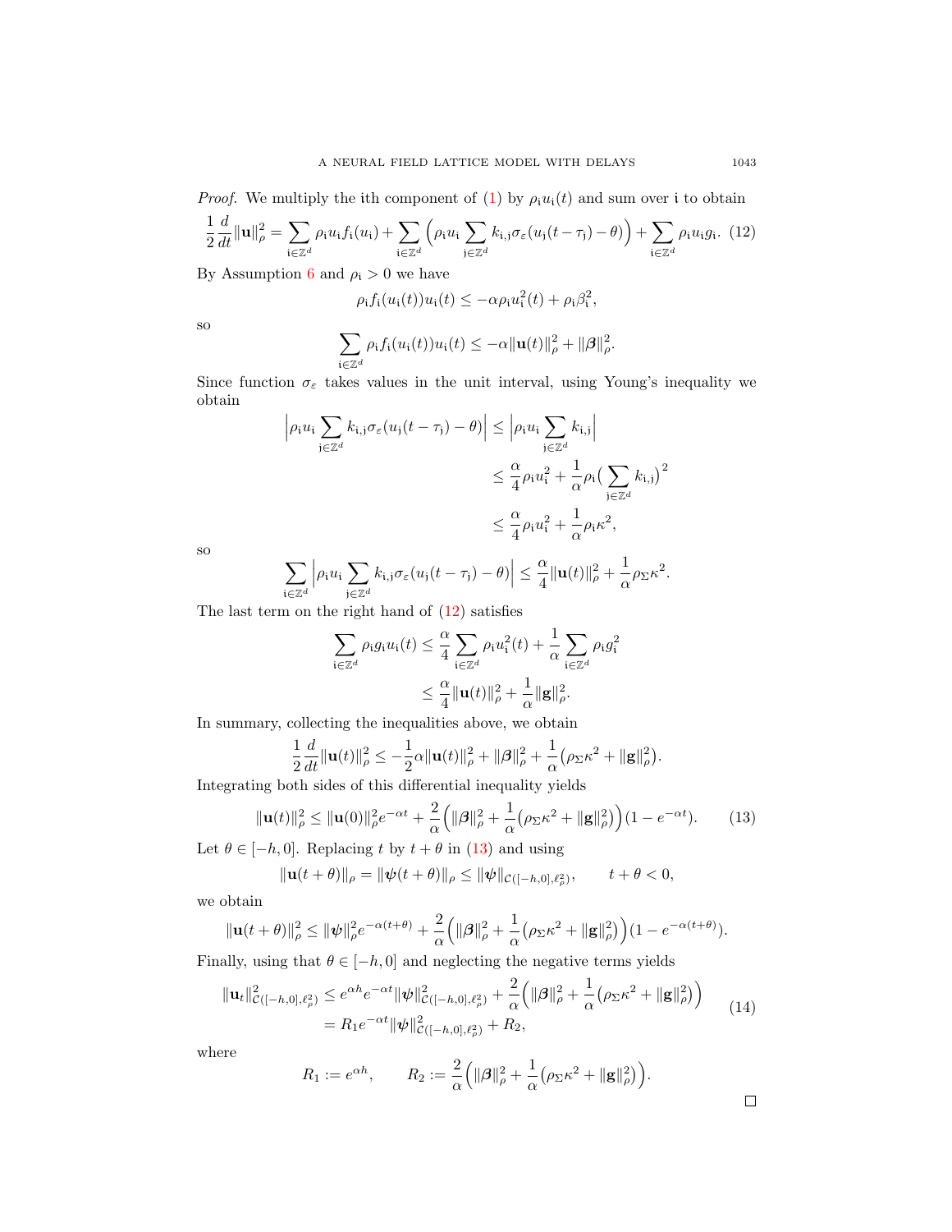*Proof.* We multiply the $\mathfrak{i}$th component of (1) by $\rho_{\mathfrak{i}} u_{\mathfrak{i}}(t)$ and sum over $\mathfrak{i}$ to obtain

$$\frac{1}{2}\frac{d}{dt}\|\mathbf{u}\|_\rho^2 = \sum_{\mathfrak{i}\in\mathbb{Z}^d} \rho_{\mathfrak{i}} u_{\mathfrak{i}} f_{\mathfrak{i}}(u_{\mathfrak{i}}) + \sum_{\mathfrak{i}\in\mathbb{Z}^d}\Big(\rho_{\mathfrak{i}} u_{\mathfrak{i}} \sum_{\mathfrak{j}\in\mathbb{Z}^d} k_{\mathfrak{i},\mathfrak{j}}\sigma_\varepsilon(u_{\mathfrak{j}}(t-\tau_{\mathfrak{j}})-\theta)\Big) + \sum_{\mathfrak{i}\in\mathbb{Z}^d}\rho_{\mathfrak{i}} u_{\mathfrak{i}} g_{\mathfrak{i}}. \tag{12}$$

By Assumption 6 and $\rho_{\mathfrak{i}} > 0$ we have

$$\rho_{\mathfrak{i}} f_{\mathfrak{i}}(u_{\mathfrak{i}}(t))u_{\mathfrak{i}}(t) \le -\alpha\rho_{\mathfrak{i}} u_{\mathfrak{i}}^2(t) + \rho_{\mathfrak{i}}\beta_{\mathfrak{i}}^2,$$

so

$$\sum_{\mathfrak{i}\in\mathbb{Z}^d}\rho_{\mathfrak{i}} f_{\mathfrak{i}}(u_{\mathfrak{i}}(t))u_{\mathfrak{i}}(t) \le -\alpha\|\mathbf{u}(t)\|_\rho^2 + \|\boldsymbol{\beta}\|_\rho^2.$$

Since function $\sigma_\varepsilon$ takes values in the unit interval, using Young's inequality we obtain

$$\begin{aligned}
\Big|\rho_{\mathfrak{i}} u_{\mathfrak{i}} \sum_{\mathfrak{j}\in\mathbb{Z}^d} k_{\mathfrak{i},\mathfrak{j}}\sigma_\varepsilon(u_{\mathfrak{j}}(t-\tau_{\mathfrak{j}})-\theta)\Big| &\le \Big|\rho_{\mathfrak{i}} u_{\mathfrak{i}}\sum_{\mathfrak{j}\in\mathbb{Z}^d} k_{\mathfrak{i},\mathfrak{j}}\Big| \\
&\le \frac{\alpha}{4}\rho_{\mathfrak{i}} u_{\mathfrak{i}}^2 + \frac{1}{\alpha}\rho_{\mathfrak{i}}\big(\sum_{\mathfrak{j}\in\mathbb{Z}^d} k_{\mathfrak{i},\mathfrak{j}}\big)^2 \\
&\le \frac{\alpha}{4}\rho_{\mathfrak{i}} u_{\mathfrak{i}}^2 + \frac{1}{\alpha}\rho_{\mathfrak{i}}\kappa^2,
\end{aligned}$$

so

$$\sum_{\mathfrak{i}\in\mathbb{Z}^d}\Big|\rho_{\mathfrak{i}} u_{\mathfrak{i}}\sum_{\mathfrak{j}\in\mathbb{Z}^d} k_{\mathfrak{i},\mathfrak{j}}\sigma_\varepsilon(u_{\mathfrak{j}}(t-\tau_{\mathfrak{j}})-\theta)\Big| \le \frac{\alpha}{4}\|\mathbf{u}(t)\|_\rho^2 + \frac{1}{\alpha}\rho_\Sigma\kappa^2.$$

The last term on the right hand of (12) satisfies

$$\begin{aligned}
\sum_{\mathfrak{i}\in\mathbb{Z}^d}\rho_{\mathfrak{i}} g_{\mathfrak{i}} u_{\mathfrak{i}}(t) &\le \frac{\alpha}{4}\sum_{\mathfrak{i}\in\mathbb{Z}^d}\rho_{\mathfrak{i}} u_{\mathfrak{i}}^2(t) + \frac{1}{\alpha}\sum_{\mathfrak{i}\in\mathbb{Z}^d}\rho_{\mathfrak{i}} g_{\mathfrak{i}}^2 \\
&\le \frac{\alpha}{4}\|\mathbf{u}(t)\|_\rho^2 + \frac{1}{\alpha}\|\mathbf{g}\|_\rho^2.
\end{aligned}$$

In summary, collecting the inequalities above, we obtain

$$\frac{1}{2}\frac{d}{dt}\|\mathbf{u}(t)\|_\rho^2 \le -\frac{1}{2}\alpha\|\mathbf{u}(t)\|_\rho^2 + \|\boldsymbol{\beta}\|_\rho^2 + \frac{1}{\alpha}\big(\rho_\Sigma\kappa^2 + \|\mathbf{g}\|_\rho^2\big).$$

Integrating both sides of this differential inequality yields

$$\|\mathbf{u}(t)\|_\rho^2 \le \|\mathbf{u}(0)\|_\rho^2 e^{-\alpha t} + \frac{2}{\alpha}\Big(\|\boldsymbol{\beta}\|_\rho^2 + \frac{1}{\alpha}\big(\rho_\Sigma\kappa^2 + \|\mathbf{g}\|_\rho^2\big)\Big)(1-e^{-\alpha t}). \tag{13}$$

Let $\theta\in[-h,0]$. Replacing $t$ by $t+\theta$ in (13) and using

$$\|\mathbf{u}(t+\theta)\|_\rho = \|\boldsymbol{\psi}(t+\theta)\|_\rho \le \|\boldsymbol{\psi}\|_{\mathcal{C}([-h,0],\ell_\rho^2)}, \qquad t+\theta<0,$$

we obtain

$$\|\mathbf{u}(t+\theta)\|_\rho^2 \le \|\boldsymbol{\psi}\|_\rho^2 e^{-\alpha(t+\theta)} + \frac{2}{\alpha}\Big(\|\boldsymbol{\beta}\|_\rho^2 + \frac{1}{\alpha}\big(\rho_\Sigma\kappa^2 + \|\mathbf{g}\|_\rho^2\big)\Big)(1-e^{-\alpha(t+\theta)}).$$

Finally, using that $\theta\in[-h,0]$ and neglecting the negative terms yields

$$\begin{aligned}
\|\mathbf{u}_t\|_{\mathcal{C}([-h,0],\ell_\rho^2)}^2 &\le e^{\alpha h}e^{-\alpha t}\|\boldsymbol{\psi}\|_{\mathcal{C}([-h,0],\ell_\rho^2)}^2 + \frac{2}{\alpha}\Big(\|\boldsymbol{\beta}\|_\rho^2 + \frac{1}{\alpha}\big(\rho_\Sigma\kappa^2 + \|\mathbf{g}\|_\rho^2\big)\Big) \\
&= R_1 e^{-\alpha t}\|\boldsymbol{\psi}\|_{\mathcal{C}([-h,0],\ell_\rho^2)}^2 + R_2,
\end{aligned} \tag{14}$$

where

$$R_1 := e^{\alpha h}, \qquad R_2 := \frac{2}{\alpha}\Big(\|\boldsymbol{\beta}\|_\rho^2 + \frac{1}{\alpha}\big(\rho_\Sigma\kappa^2 + \|\mathbf{g}\|_\rho^2\big)\Big).$$

$\square$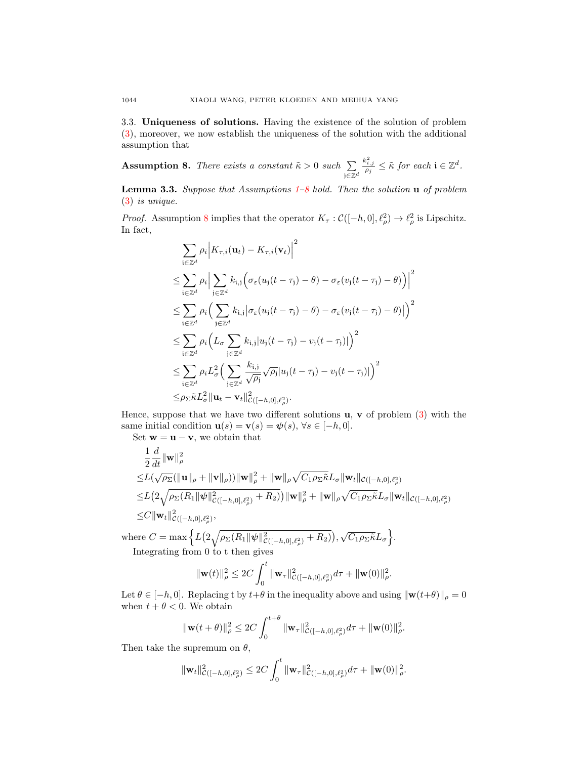### 3.3. **Uniqueness of solutions.**

Having the existence of the solution of problem (3), moreover, we now establish the uniqueness of the solution with the additional assumption that

**Assumption 8.** *There exists a constant $\tilde{\kappa} > 0$ such $\sum_{\mathfrak{j}\in\mathbb{Z}^d} \frac{k_{i,j}^2}{\rho_j} \leq \tilde{\kappa}$ for each $\mathfrak{i} \in \mathbb{Z}^d$.*

**Lemma 3.3.** *Suppose that Assumptions 1–8 hold. Then the solution $\mathbf{u}$ of problem (3) is unique.*

*Proof.* Assumption 8 implies that the operator $K_\tau : \mathcal{C}([-h,0],\ell^2_\rho) \to \ell^2_\rho$ is Lipschitz. In fact,

$$
\begin{aligned}
&\sum_{\mathfrak{i}\in\mathbb{Z}^d} \rho_i \Big| K_{\tau,i}(\mathbf{u}_t) - K_{\tau,i}(\mathbf{v}_t) \Big|^2 \\
\leq &\sum_{\mathfrak{i}\in\mathbb{Z}^d} \rho_i \Big| \sum_{\mathfrak{j}\in\mathbb{Z}^d} k_{\mathfrak{i},\mathfrak{j}} \Big( \sigma_\varepsilon(u_{\mathfrak{j}}(t-\tau_{\mathfrak{j}}) - \theta) - \sigma_\varepsilon(v_{\mathfrak{j}}(t-\tau_{\mathfrak{j}}) - \theta) \Big) \Big|^2 \\
\leq &\sum_{\mathfrak{i}\in\mathbb{Z}^d} \rho_i \Big( \sum_{\mathfrak{j}\in\mathbb{Z}^d} k_{\mathfrak{i},\mathfrak{j}} \big| \sigma_\varepsilon(u_{\mathfrak{j}}(t-\tau_{\mathfrak{j}}) - \theta) - \sigma_\varepsilon(v_{\mathfrak{j}}(t-\tau_{\mathfrak{j}}) - \theta) \big| \Big)^2 \\
\leq &\sum_{\mathfrak{i}\in\mathbb{Z}^d} \rho_i \Big( L_\sigma \sum_{\mathfrak{j}\in\mathbb{Z}^d} k_{\mathfrak{i},\mathfrak{j}} |u_{\mathfrak{j}}(t-\tau_{\mathfrak{j}}) - v_{\mathfrak{j}}(t-\tau_{\mathfrak{j}})| \Big)^2 \\
\leq &\sum_{\mathfrak{i}\in\mathbb{Z}^d} \rho_i L_\sigma^2 \Big( \sum_{\mathfrak{j}\in\mathbb{Z}^d} \frac{k_{\mathfrak{i},\mathfrak{j}}}{\sqrt{\rho_{\mathfrak{j}}}} \sqrt{\rho_{\mathfrak{j}}} |u_{\mathfrak{j}}(t-\tau_{\mathfrak{j}}) - v_{\mathfrak{j}}(t-\tau_{\mathfrak{j}})| \Big)^2 \\
\leq &\rho_\Sigma \tilde{\kappa} L_\sigma^2 \|\mathbf{u}_t - \mathbf{v}_t\|^2_{\mathcal{C}([-h,0],\ell^2_\rho)}.
\end{aligned}
$$

Hence, suppose that we have two different solutions $\mathbf{u}$, $\mathbf{v}$ of problem (3) with the same initial condition $\mathbf{u}(s) = \mathbf{v}(s) = \boldsymbol{\psi}(s)$, $\forall s \in [-h,0]$.

Set $\mathbf{w} = \mathbf{u} - \mathbf{v}$, we obtain that

$$
\begin{aligned}
&\frac{1}{2}\frac{d}{dt}\|\mathbf{w}\|^2_\rho \\
\leq &L(\sqrt{\rho_\Sigma}(\|\mathbf{u}\|_\rho + \|\mathbf{v}\|_\rho))\|\mathbf{w}\|^2_\rho + \|\mathbf{w}\|_\rho \sqrt{C_1 \rho_\Sigma \tilde{\kappa}} L_\sigma \|\mathbf{w}_t\|_{\mathcal{C}([-h,0],\ell^2_\rho)} \\
\leq &L\big(2\sqrt{\rho_\Sigma (R_1 \|\boldsymbol{\psi}\|^2_{\mathcal{C}([-h,0],\ell^2_\rho)} + R_2)}\big)\|\mathbf{w}\|^2_\rho + \|\mathbf{w}\|_\rho \sqrt{C_1 \rho_\Sigma \tilde{\kappa}} L_\sigma \|\mathbf{w}_t\|_{\mathcal{C}([-h,0],\ell^2_\rho)} \\
\leq &C\|\mathbf{w}_t\|^2_{\mathcal{C}([-h,0],\ell^2_\rho)},
\end{aligned}
$$

where $C = \max\Big\{ L\big(2\sqrt{\rho_\Sigma (R_1 \|\boldsymbol{\psi}\|^2_{\mathcal{C}([-h,0],\ell^2_\rho)} + R_2)}\big), \sqrt{C_1 \rho_\Sigma \tilde{\kappa}} L_\sigma \Big\}$.

Integrating from 0 to t then gives

$$
\|\mathbf{w}(t)\|^2_\rho \leq 2C \int_0^t \|\mathbf{w}_\tau\|^2_{\mathcal{C}([-h,0],\ell^2_\rho)} d\tau + \|\mathbf{w}(0)\|^2_\rho.
$$

Let $\theta \in [-h,0]$. Replacing t by $t+\theta$ in the inequality above and using $\|\mathbf{w}(t+\theta)\|_\rho = 0$ when $t + \theta < 0$. We obtain

$$
\|\mathbf{w}(t+\theta)\|^2_\rho \leq 2C \int_0^{t+\theta} \|\mathbf{w}_\tau\|^2_{\mathcal{C}([-h,0],\ell^2_\rho)} d\tau + \|\mathbf{w}(0)\|^2_\rho.
$$

Then take the supremum on $\theta$,

$$
\|\mathbf{w}_t\|^2_{\mathcal{C}([-h,0],\ell^2_\rho)} \leq 2C \int_0^t \|\mathbf{w}_\tau\|^2_{\mathcal{C}([-h,0],\ell^2_\rho)} d\tau + \|\mathbf{w}(0)\|^2_\rho.
$$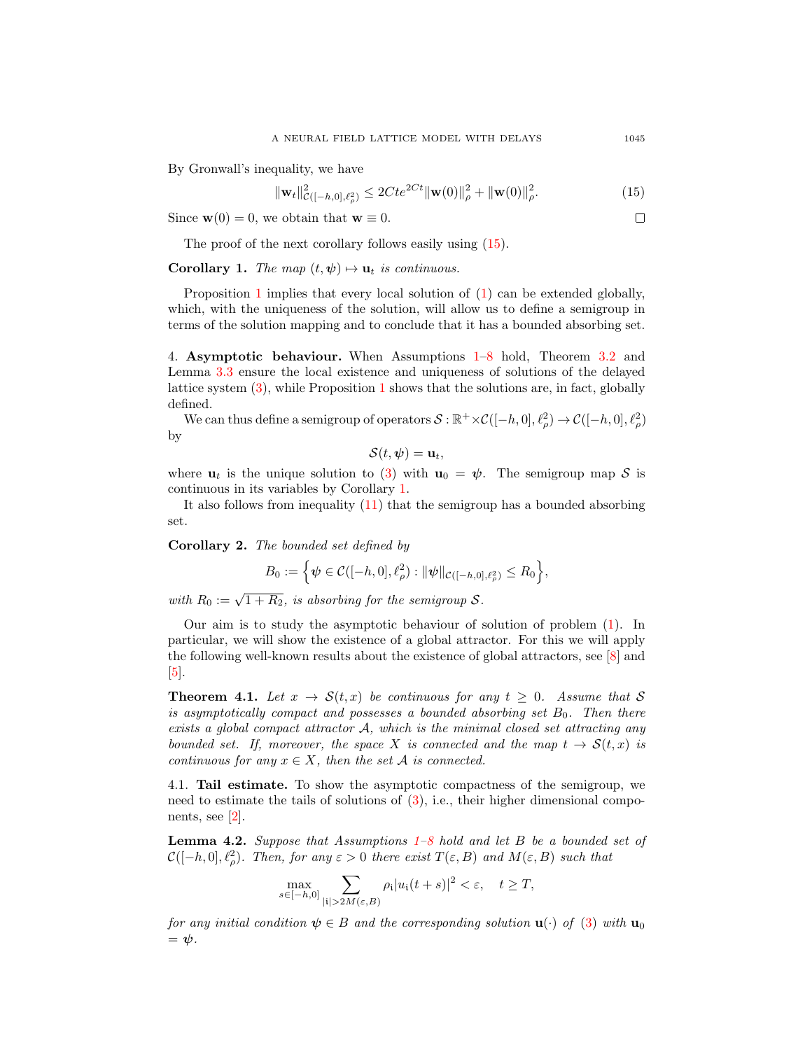By Gronwall's inequality, we have

$$\|\mathbf{w}_t\|^2_{\mathcal{C}([-h,0],\ell^2_\rho)} \leq 2Cte^{2Ct}\|\mathbf{w}(0)\|^2_\rho + \|\mathbf{w}(0)\|^2_\rho. \tag{15}$$

Since $\mathbf{w}(0) = 0$, we obtain that $\mathbf{w} \equiv 0$. ∎

The proof of the next corollary follows easily using (15).

**Corollary 1.** *The map $(t, \boldsymbol{\psi}) \mapsto \mathbf{u}_t$ is continuous.*

Proposition 1 implies that every local solution of (1) can be extended globally, which, with the uniqueness of the solution, will allow us to define a semigroup in terms of the solution mapping and to conclude that it has a bounded absorbing set.

## 4. Asymptotic behaviour.

When Assumptions 1–8 hold, Theorem 3.2 and Lemma 3.3 ensure the local existence and uniqueness of solutions of the delayed lattice system (3), while Proposition 1 shows that the solutions are, in fact, globally defined.

We can thus define a semigroup of operators $\mathcal{S} : \mathbb{R}^+ \times \mathcal{C}([-h,0],\ell^2_\rho) \to \mathcal{C}([-h,0],\ell^2_\rho)$ by

$$\mathcal{S}(t, \boldsymbol{\psi}) = \mathbf{u}_t,$$

where $\mathbf{u}_t$ is the unique solution to (3) with $\mathbf{u}_0 = \boldsymbol{\psi}$. The semigroup map $\mathcal{S}$ is continuous in its variables by Corollary 1.

It also follows from inequality (11) that the semigroup has a bounded absorbing set.

**Corollary 2.** *The bounded set defined by*

$$B_0 := \Big\{ \boldsymbol{\psi} \in \mathcal{C}([-h,0],\ell^2_\rho) : \|\boldsymbol{\psi}\|_{\mathcal{C}([-h,0],\ell^2_\rho)} \leq R_0 \Big\},$$

*with $R_0 := \sqrt{1 + R_2}$, is absorbing for the semigroup $\mathcal{S}$.*

Our aim is to study the asymptotic behaviour of solution of problem (1). In particular, we will show the existence of a global attractor. For this we will apply the following well-known results about the existence of global attractors, see [8] and [5].

**Theorem 4.1.** *Let $x \to \mathcal{S}(t, x)$ be continuous for any $t \geq 0$. Assume that $\mathcal{S}$ is asymptotically compact and possesses a bounded absorbing set $B_0$. Then there exists a global compact attractor $\mathcal{A}$, which is the minimal closed set attracting any bounded set. If, moreover, the space $X$ is connected and the map $t \to \mathcal{S}(t, x)$ is continuous for any $x \in X$, then the set $\mathcal{A}$ is connected.*

### 4.1. Tail estimate.

To show the asymptotic compactness of the semigroup, we need to estimate the tails of solutions of (3), i.e., their higher dimensional components, see [2].

**Lemma 4.2.** *Suppose that Assumptions 1–8 hold and let $B$ be a bounded set of $\mathcal{C}([-h,0],\ell^2_\rho)$. Then, for any $\varepsilon > 0$ there exist $T(\varepsilon, B)$ and $M(\varepsilon, B)$ such that*

$$\max_{s\in[-h,0]} \sum_{|\mathrm{i}|>2M(\varepsilon,B)} \rho_{\mathrm{i}} |u_{\mathrm{i}}(t+s)|^2 < \varepsilon, \quad t \geq T,$$

*for any initial condition $\boldsymbol{\psi} \in B$ and the corresponding solution $\mathbf{u}(\cdot)$ of (3) with $\mathbf{u}_0 = \boldsymbol{\psi}$.*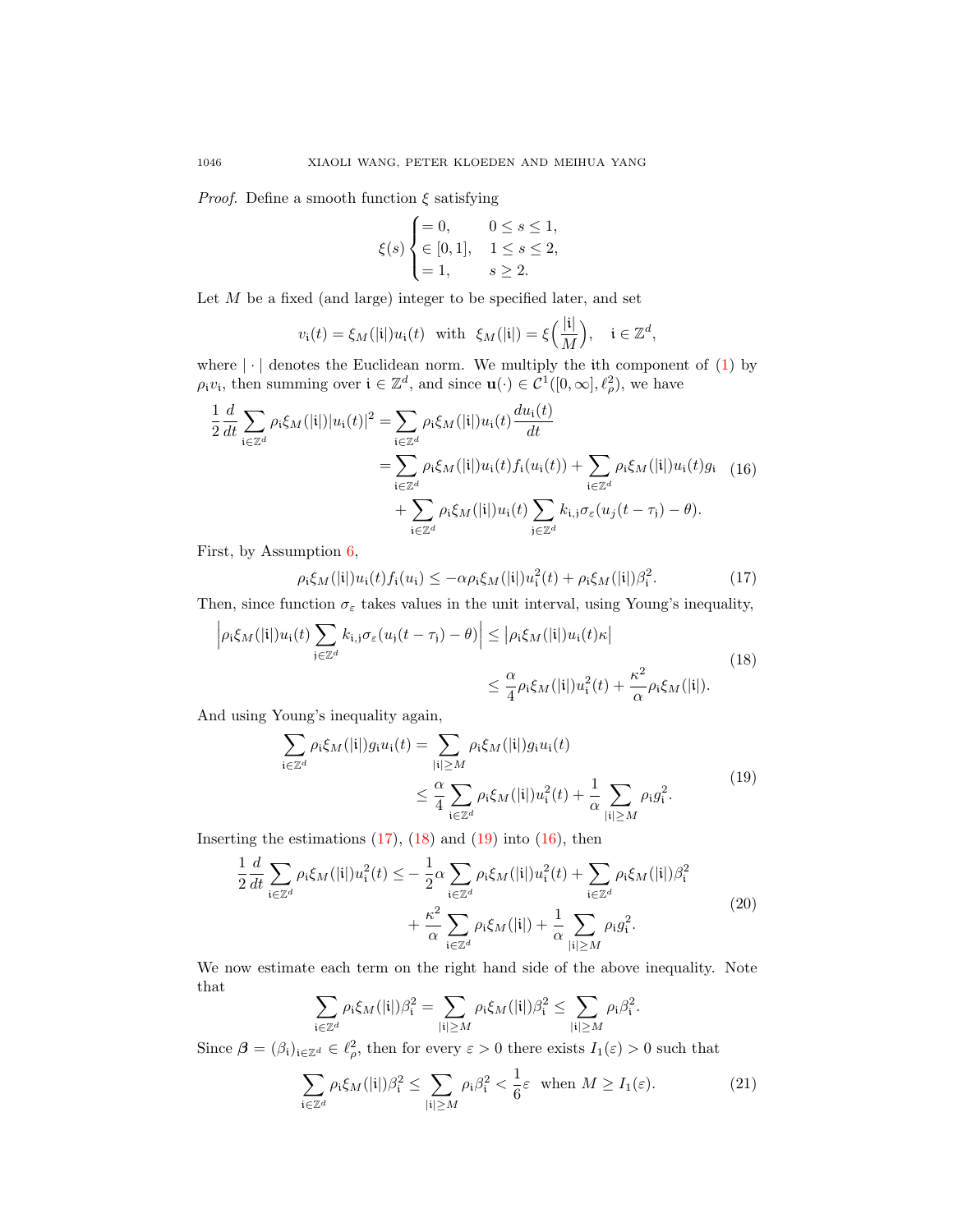*Proof.* Define a smooth function $\xi$ satisfying

$$\xi(s) \begin{cases} = 0, & 0 \le s \le 1, \\ \in [0,1], & 1 \le s \le 2, \\ = 1, & s \ge 2. \end{cases}$$

Let $M$ be a fixed (and large) integer to be specified later, and set

$$v_{\mathfrak{i}}(t) = \xi_M(|\mathfrak{i}|)u_{\mathfrak{i}}(t) \quad \text{with} \quad \xi_M(|\mathfrak{i}|) = \xi\Big(\frac{|\mathfrak{i}|}{M}\Big), \quad \mathfrak{i} \in \mathbb{Z}^d,$$

where $|\cdot|$ denotes the Euclidean norm. We multiply the $\mathfrak{i}$th component of (1) by $\rho_{\mathfrak{i}}v_{\mathfrak{i}}$, then summing over $\mathfrak{i} \in \mathbb{Z}^d$, and since $\mathbf{u}(\cdot) \in \mathcal{C}^1([0,\infty], \ell^2_\rho)$, we have

$$\begin{aligned} \frac{1}{2}\frac{d}{dt}\sum_{\mathfrak{i}\in\mathbb{Z}^d} \rho_{\mathfrak{i}}\xi_M(|\mathfrak{i}|)|u_{\mathfrak{i}}(t)|^2 &= \sum_{\mathfrak{i}\in\mathbb{Z}^d} \rho_{\mathfrak{i}}\xi_M(|\mathfrak{i}|)u_{\mathfrak{i}}(t)\frac{du_{\mathfrak{i}}(t)}{dt} \\ &= \sum_{\mathfrak{i}\in\mathbb{Z}^d} \rho_{\mathfrak{i}}\xi_M(|\mathfrak{i}|)u_{\mathfrak{i}}(t)f_{\mathfrak{i}}(u_{\mathfrak{i}}(t)) + \sum_{\mathfrak{i}\in\mathbb{Z}^d} \rho_{\mathfrak{i}}\xi_M(|\mathfrak{i}|)u_{\mathfrak{i}}(t)g_{\mathfrak{i}} \\ &\quad + \sum_{\mathfrak{i}\in\mathbb{Z}^d} \rho_{\mathfrak{i}}\xi_M(|\mathfrak{i}|)u_{\mathfrak{i}}(t)\sum_{\mathfrak{j}\in\mathbb{Z}^d} k_{\mathfrak{i},\mathfrak{j}}\sigma_\varepsilon(u_j(t-\tau_{\mathfrak{j}})-\theta). \end{aligned} \tag{16}$$

First, by Assumption 6,

$$\rho_{\mathfrak{i}}\xi_M(|\mathfrak{i}|)u_{\mathfrak{i}}(t)f_{\mathfrak{i}}(u_{\mathfrak{i}}) \le -\alpha\rho_{\mathfrak{i}}\xi_M(|\mathfrak{i}|)u^2_{\mathfrak{i}}(t) + \rho_{\mathfrak{i}}\xi_M(|\mathfrak{i}|)\beta^2_{\mathfrak{i}}. \tag{17}$$

Then, since function $\sigma_\varepsilon$ takes values in the unit interval, using Young's inequality,

$$\begin{aligned} \Big|\rho_{\mathfrak{i}}\xi_M(|\mathfrak{i}|)u_{\mathfrak{i}}(t)\sum_{\mathfrak{j}\in\mathbb{Z}^d} k_{\mathfrak{i},\mathfrak{j}}\sigma_\varepsilon(u_{\mathfrak{j}}(t-\tau_{\mathfrak{j}})-\theta)\Big| &\le \big|\rho_{\mathfrak{i}}\xi_M(|\mathfrak{i}|)u_{\mathfrak{i}}(t)\kappa\big| \\ &\le \frac{\alpha}{4}\rho_{\mathfrak{i}}\xi_M(|\mathfrak{i}|)u^2_{\mathfrak{i}}(t) + \frac{\kappa^2}{\alpha}\rho_{\mathfrak{i}}\xi_M(|\mathfrak{i}|). \end{aligned} \tag{18}$$

And using Young's inequality again,

$$\begin{aligned} \sum_{\mathfrak{i}\in\mathbb{Z}^d} \rho_{\mathfrak{i}}\xi_M(|\mathfrak{i}|)g_{\mathfrak{i}}u_{\mathfrak{i}}(t) &= \sum_{|\mathfrak{i}|\ge M} \rho_{\mathfrak{i}}\xi_M(|\mathfrak{i}|)g_{\mathfrak{i}}u_{\mathfrak{i}}(t) \\ &\le \frac{\alpha}{4}\sum_{\mathfrak{i}\in\mathbb{Z}^d} \rho_{\mathfrak{i}}\xi_M(|\mathfrak{i}|)u^2_{\mathfrak{i}}(t) + \frac{1}{\alpha}\sum_{|\mathfrak{i}|\ge M} \rho_{\mathfrak{i}}g^2_{\mathfrak{i}}. \end{aligned} \tag{19}$$

Inserting the estimations (17), (18) and (19) into (16), then

$$\begin{aligned} \frac{1}{2}\frac{d}{dt}\sum_{\mathfrak{i}\in\mathbb{Z}^d} \rho_{\mathfrak{i}}\xi_M(|\mathfrak{i}|)u^2_{\mathfrak{i}}(t) \le &-\frac{1}{2}\alpha\sum_{\mathfrak{i}\in\mathbb{Z}^d} \rho_{\mathfrak{i}}\xi_M(|\mathfrak{i}|)u^2_{\mathfrak{i}}(t) + \sum_{\mathfrak{i}\in\mathbb{Z}^d} \rho_{\mathfrak{i}}\xi_M(|\mathfrak{i}|)\beta^2_{\mathfrak{i}} \\ &+ \frac{\kappa^2}{\alpha}\sum_{\mathfrak{i}\in\mathbb{Z}^d} \rho_{\mathfrak{i}}\xi_M(|\mathfrak{i}|) + \frac{1}{\alpha}\sum_{|\mathfrak{i}|\ge M} \rho_{\mathfrak{i}}g^2_{\mathfrak{i}}. \end{aligned} \tag{20}$$

We now estimate each term on the right hand side of the above inequality. Note that

$$\sum_{\mathfrak{i}\in\mathbb{Z}^d} \rho_{\mathfrak{i}}\xi_M(|\mathfrak{i}|)\beta^2_{\mathfrak{i}} = \sum_{|\mathfrak{i}|\ge M} \rho_{\mathfrak{i}}\xi_M(|\mathfrak{i}|)\beta^2_{\mathfrak{i}} \le \sum_{|\mathfrak{i}|\ge M} \rho_{\mathfrak{i}}\beta^2_{\mathfrak{i}}.$$

Since $\boldsymbol{\beta} = (\beta_{\mathfrak{i}})_{\mathfrak{i}\in\mathbb{Z}^d} \in \ell^2_\rho$, then for every $\varepsilon > 0$ there exists $I_1(\varepsilon) > 0$ such that

$$\sum_{\mathfrak{i}\in\mathbb{Z}^d} \rho_{\mathfrak{i}}\xi_M(|\mathfrak{i}|)\beta^2_{\mathfrak{i}} \le \sum_{|\mathfrak{i}|\ge M} \rho_{\mathfrak{i}}\beta^2_{\mathfrak{i}} < \frac{1}{6}\varepsilon \quad \text{when } M \ge I_1(\varepsilon). \tag{21}$$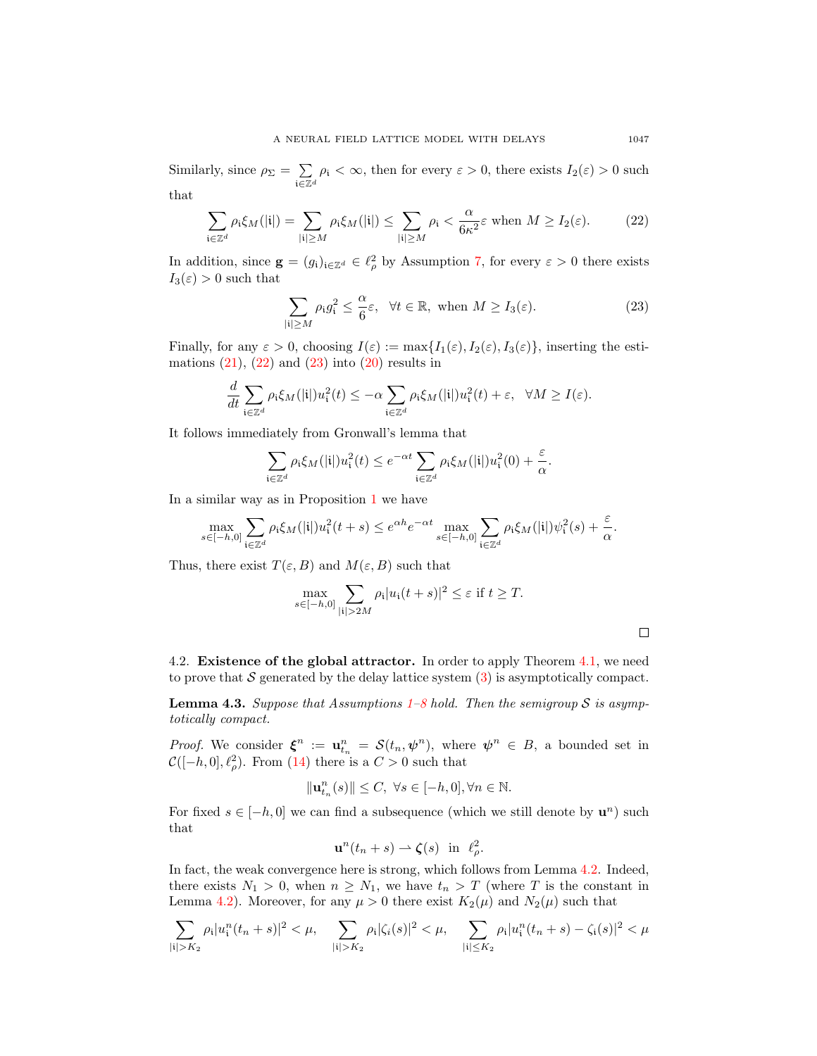Similarly, since $\rho_\Sigma = \sum_{\mathrm{i}\in\mathbb{Z}^d} \rho_{\mathrm{i}} < \infty$, then for every $\varepsilon > 0$, there exists $I_2(\varepsilon) > 0$ such that

$$\sum_{\mathrm{i}\in\mathbb{Z}^d} \rho_{\mathrm{i}}\xi_M(|\mathrm{i}|) = \sum_{|\mathrm{i}|\geq M} \rho_{\mathrm{i}}\xi_M(|\mathrm{i}|) \leq \sum_{|\mathrm{i}|\geq M} \rho_{\mathrm{i}} < \frac{\alpha}{6\kappa^2}\varepsilon \text{ when } M \geq I_2(\varepsilon). \tag{22}$$

In addition, since $\mathbf{g} = (g_{\mathrm{i}})_{\mathrm{i}\in\mathbb{Z}^d} \in \ell^2_\rho$ by Assumption 7, for every $\varepsilon > 0$ there exists $I_3(\varepsilon) > 0$ such that

$$\sum_{|\mathrm{i}|\geq M} \rho_{\mathrm{i}} g_{\mathrm{i}}^2 \leq \frac{\alpha}{6}\varepsilon, \quad \forall t \in \mathbb{R}, \text{ when } M \geq I_3(\varepsilon). \tag{23}$$

Finally, for any $\varepsilon > 0$, choosing $I(\varepsilon) := \max\{I_1(\varepsilon), I_2(\varepsilon), I_3(\varepsilon)\}$, inserting the estimations (21), (22) and (23) into (20) results in

$$\frac{d}{dt}\sum_{\mathrm{i}\in\mathbb{Z}^d} \rho_{\mathrm{i}}\xi_M(|\mathrm{i}|)u_{\mathrm{i}}^2(t) \leq -\alpha \sum_{\mathrm{i}\in\mathbb{Z}^d} \rho_{\mathrm{i}}\xi_M(|\mathrm{i}|)u_{\mathrm{i}}^2(t) + \varepsilon, \quad \forall M \geq I(\varepsilon).$$

It follows immediately from Gronwall's lemma that

$$\sum_{\mathrm{i}\in\mathbb{Z}^d} \rho_{\mathrm{i}}\xi_M(|\mathrm{i}|)u_{\mathrm{i}}^2(t) \leq e^{-\alpha t}\sum_{\mathrm{i}\in\mathbb{Z}^d} \rho_{\mathrm{i}}\xi_M(|\mathrm{i}|)u_{\mathrm{i}}^2(0) + \frac{\varepsilon}{\alpha}.$$

In a similar way as in Proposition 1 we have

$$\max_{s\in[-h,0]}\sum_{\mathrm{i}\in\mathbb{Z}^d} \rho_{\mathrm{i}}\xi_M(|\mathrm{i}|)u_{\mathrm{i}}^2(t+s) \leq e^{\alpha h}e^{-\alpha t}\max_{s\in[-h,0]}\sum_{\mathrm{i}\in\mathbb{Z}^d} \rho_{\mathrm{i}}\xi_M(|\mathrm{i}|)\psi_{\mathrm{i}}^2(s) + \frac{\varepsilon}{\alpha}.$$

Thus, there exist $T(\varepsilon, B)$ and $M(\varepsilon, B)$ such that

$$\max_{s\in[-h,0]}\sum_{|\mathrm{i}|>2M} \rho_{\mathrm{i}}|u_{\mathrm{i}}(t+s)|^2 \leq \varepsilon \text{ if } t \geq T.$$

□

## 4.2. Existence of the global attractor.

In order to apply Theorem 4.1, we need to prove that $\mathcal{S}$ generated by the delay lattice system (3) is asymptotically compact.

**Lemma 4.3.** *Suppose that Assumptions 1–8 hold. Then the semigroup $\mathcal{S}$ is asymptotically compact.*

*Proof.* We consider $\boldsymbol{\xi}^n := \mathbf{u}^n_{t_n} = \mathcal{S}(t_n, \boldsymbol{\psi}^n)$, where $\boldsymbol{\psi}^n \in B$, a bounded set in $\mathcal{C}([-h,0],\ell^2_\rho)$. From (14) there is a $C > 0$ such that

$$\|\mathbf{u}^n_{t_n}(s)\| \leq C, \ \forall s \in [-h,0], \forall n \in \mathbb{N}.$$

For fixed $s \in [-h,0]$ we can find a subsequence (which we still denote by $\mathbf{u}^n$) such that

$$\mathbf{u}^n(t_n + s) \rightharpoonup \boldsymbol{\zeta}(s) \ \text{ in } \ \ell^2_\rho.$$

In fact, the weak convergence here is strong, which follows from Lemma 4.2. Indeed, there exists $N_1 > 0$, when $n \geq N_1$, we have $t_n > T$ (where $T$ is the constant in Lemma 4.2). Moreover, for any $\mu > 0$ there exist $K_2(\mu)$ and $N_2(\mu)$ such that

$$\sum_{|\mathrm{i}|>K_2} \rho_{\mathrm{i}}|u^n_{\mathrm{i}}(t_n+s)|^2 < \mu, \quad \sum_{|\mathrm{i}|>K_2} \rho_{\mathrm{i}}|\zeta_i(s)|^2 < \mu, \quad \sum_{|\mathrm{i}|\leq K_2} \rho_{\mathrm{i}}|u^n_{\mathrm{i}}(t_n+s) - \zeta_{\mathrm{i}}(s)|^2 < \mu$$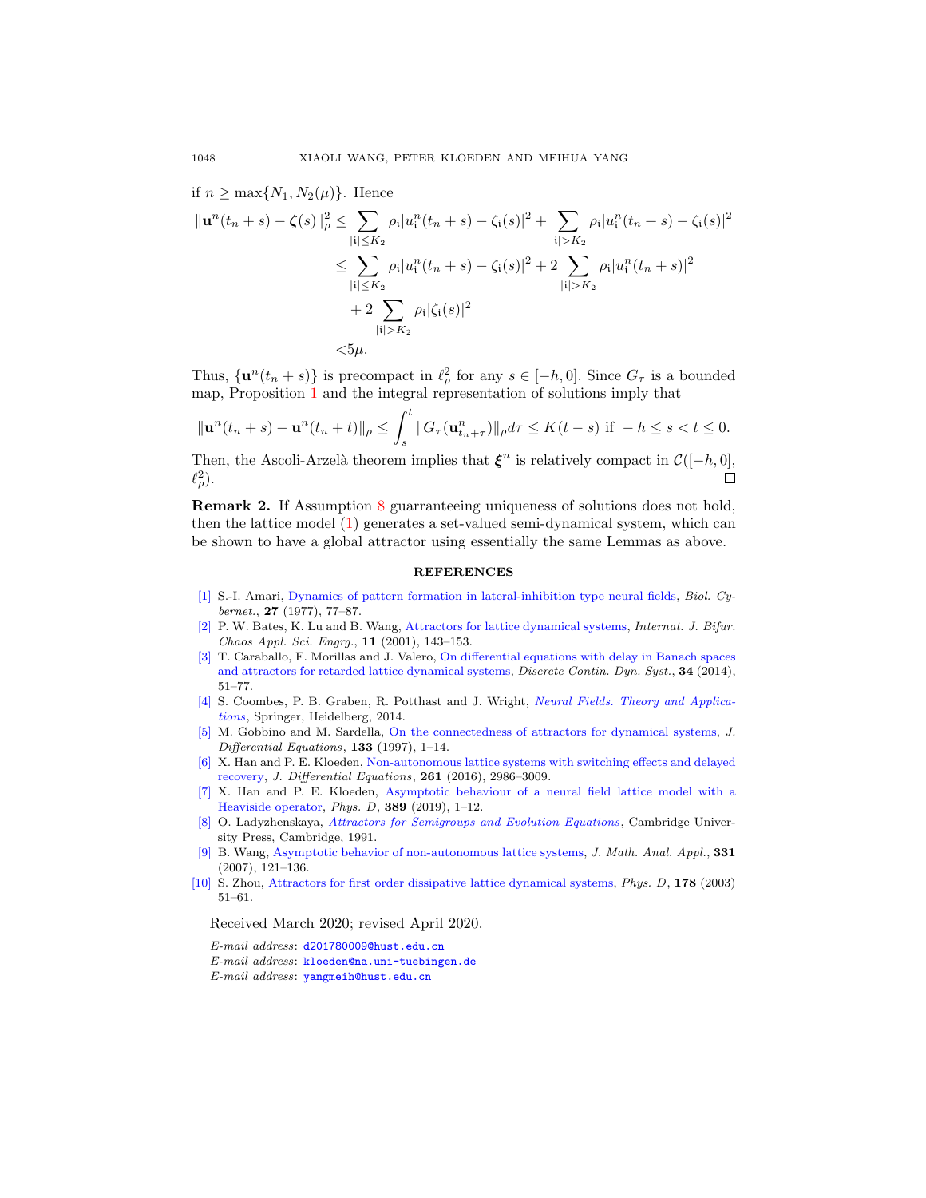if $n \geq \max\{N_1, N_2(\mu)\}$. Hence

$$
\begin{aligned}
\|\mathbf{u}^n(t_n+s) - \boldsymbol{\zeta}(s)\|_\rho^2 &\leq \sum_{|\mathrm{i}|\leq K_2} \rho_\mathrm{i} |u_\mathrm{i}^n(t_n+s) - \zeta_\mathrm{i}(s)|^2 + \sum_{|\mathrm{i}|> K_2} \rho_\mathrm{i} |u_\mathrm{i}^n(t_n+s) - \zeta_\mathrm{i}(s)|^2 \\
&\leq \sum_{|\mathrm{i}|\leq K_2} \rho_\mathrm{i} |u_\mathrm{i}^n(t_n+s) - \zeta_\mathrm{i}(s)|^2 + 2\sum_{|\mathrm{i}|> K_2} \rho_\mathrm{i} |u_\mathrm{i}^n(t_n+s)|^2 \\
&\quad + 2\sum_{|\mathrm{i}|> K_2} \rho_\mathrm{i} |\zeta_\mathrm{i}(s)|^2 \\
&< 5\mu.
\end{aligned}
$$

Thus, $\{\mathbf{u}^n(t_n+s)\}$ is precompact in $\ell_\rho^2$ for any $s \in [-h, 0]$. Since $G_\tau$ is a bounded map, Proposition 1 and the integral representation of solutions imply that

$$
\|\mathbf{u}^n(t_n+s) - \mathbf{u}^n(t_n+t)\|_\rho \leq \int_s^t \|G_\tau(\mathbf{u}^n_{t_n+\tau})\|_\rho d\tau \leq K(t-s) \text{ if } -h \leq s < t \leq 0.
$$

Then, the Ascoli-Arzelà theorem implies that $\boldsymbol{\xi}^n$ is relatively compact in $\mathcal{C}([-h, 0], \ell_\rho^2)$. ∎

**Remark 2.** If Assumption 8 guarranteeing uniqueness of solutions does not hold, then the lattice model (1) generates a set-valued semi-dynamical system, which can be shown to have a global attractor using essentially the same Lemmas as above.

## REFERENCES

[1] S.-I. Amari, Dynamics of pattern formation in lateral-inhibition type neural fields, *Biol. Cybernet.*, **27** (1977), 77–87.

[2] P. W. Bates, K. Lu and B. Wang, Attractors for lattice dynamical systems, *Internat. J. Bifur. Chaos Appl. Sci. Engrg.*, **11** (2001), 143–153.

[3] T. Caraballo, F. Morillas and J. Valero, On differential equations with delay in Banach spaces and attractors for retarded lattice dynamical systems, *Discrete Contin. Dyn. Syst.*, **34** (2014), 51–77.

[4] S. Coombes, P. B. Graben, R. Potthast and J. Wright, *Neural Fields. Theory and Applications*, Springer, Heidelberg, 2014.

[5] M. Gobbino and M. Sardella, On the connectedness of attractors for dynamical systems, *J. Differential Equations*, **133** (1997), 1–14.

[6] X. Han and P. E. Kloeden, Non-autonomous lattice systems with switching effects and delayed recovery, *J. Differential Equations*, **261** (2016), 2986–3009.

[7] X. Han and P. E. Kloeden, Asymptotic behaviour of a neural field lattice model with a Heaviside operator, *Phys. D*, **389** (2019), 1–12.

[8] O. Ladyzhenskaya, *Attractors for Semigroups and Evolution Equations*, Cambridge University Press, Cambridge, 1991.

[9] B. Wang, Asymptotic behavior of non-autonomous lattice systems, *J. Math. Anal. Appl.*, **331** (2007), 121–136.

[10] S. Zhou, Attractors for first order dissipative lattice dynamical systems, *Phys. D*, **178** (2003) 51–61.

Received March 2020; revised April 2020.

*E-mail address*: d201780009@hust.edu.cn
*E-mail address*: kloeden@na.uni-tuebingen.de
*E-mail address*: yangmeih@hust.edu.cn